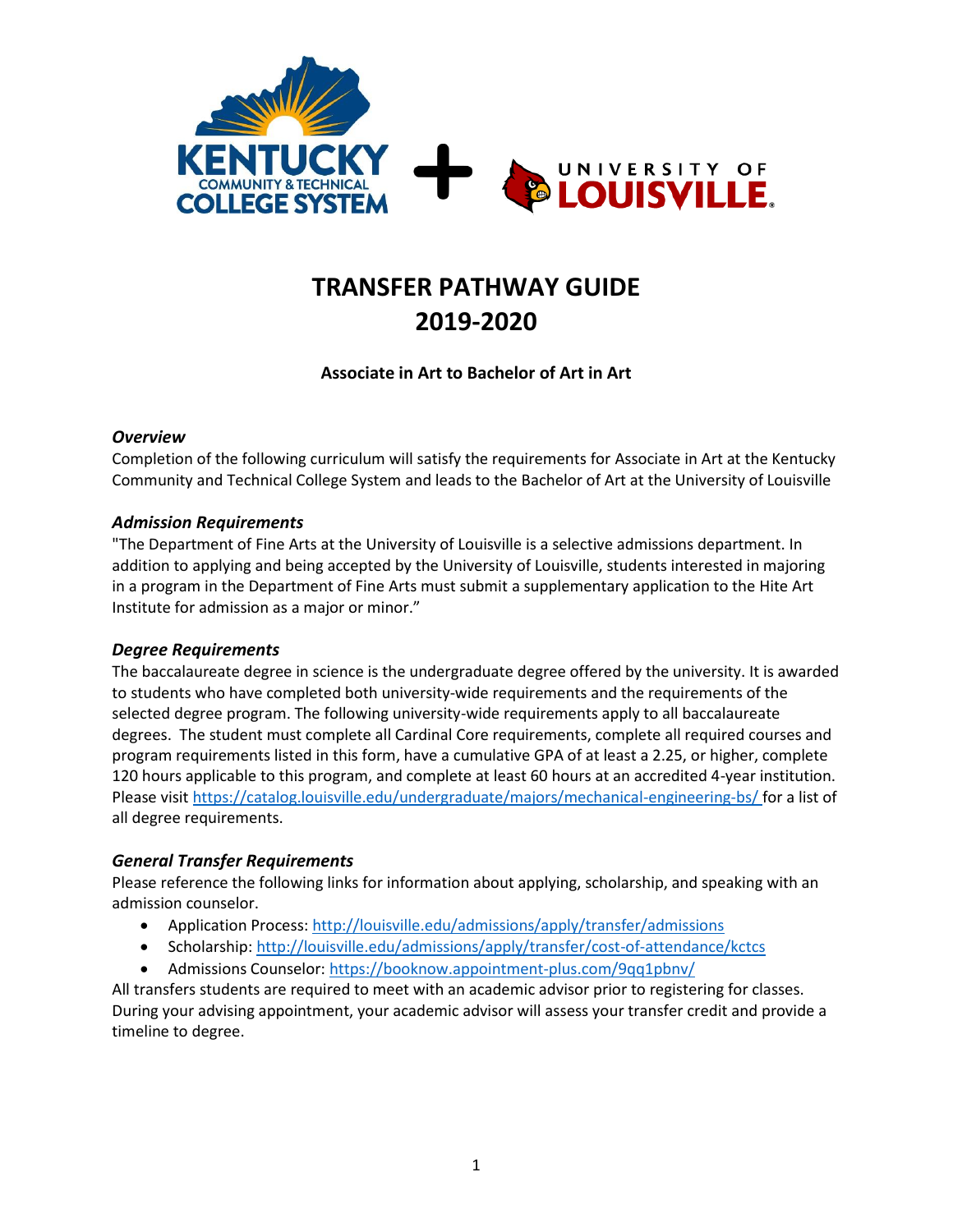# TRANSFER PATHWAY GUIDE 2019-2020

**Associate in Art to Bachelor of Art in Art**

### *Overview*

Completion of the following curriculum will satisfy the requirements for Associate in Art at the Kentucky Community and Technical College System and leads to the Bachelor of Art at the University of Louisville

### *Admission Requirements*

"The Department of Fine Arts at the University of Louisville is a selective admissions department. In addition to applying and being accepted by the University of Louisville, students interested in majoring in a program in the Department of Fine Arts must submit a supplementary application to the Hite Art Institute for admission as a major or minor."

### *Degree Requirements*

The baccalaureate degree in science is the undergraduate degree offered by the university. It is awarded to students who have completed both university-wide requirements and the requirements of the selected degree program. The following university-wide requirements apply to all baccalaureate degrees. The student must complete all Cardinal Core requirements, complete all required courses and program requirements listed in this form, have a cumulative GPA of at least a 2.25, or higher, complete 120 hours applicable to this program, and complete at least 60 hours at an accredited 4-year institution. Please visit https://catalog.louisville.edu/undergraduate/majors/mechanical-engineering-bs/ for a list of all degree requirements.

### *General Transfer Requirements*

Please reference the following links for information about applying, scholarship, and speaking with an admission counselor.

- Application Process: http://louisville.edu/admissions/apply/transfer/admissions
- Scholarship: http://louisville.edu/admissions/apply/transfer/cost-of-attendance/kctcs
- Admissions Counselor: https://booknow.appointment-plus.com/9qq1pbnv/

All transfers students are required to meet with an academic advisor prior to registering for classes. During your advising appointment, your academic advisor will assess your transfer credit and provide a timeline to degree.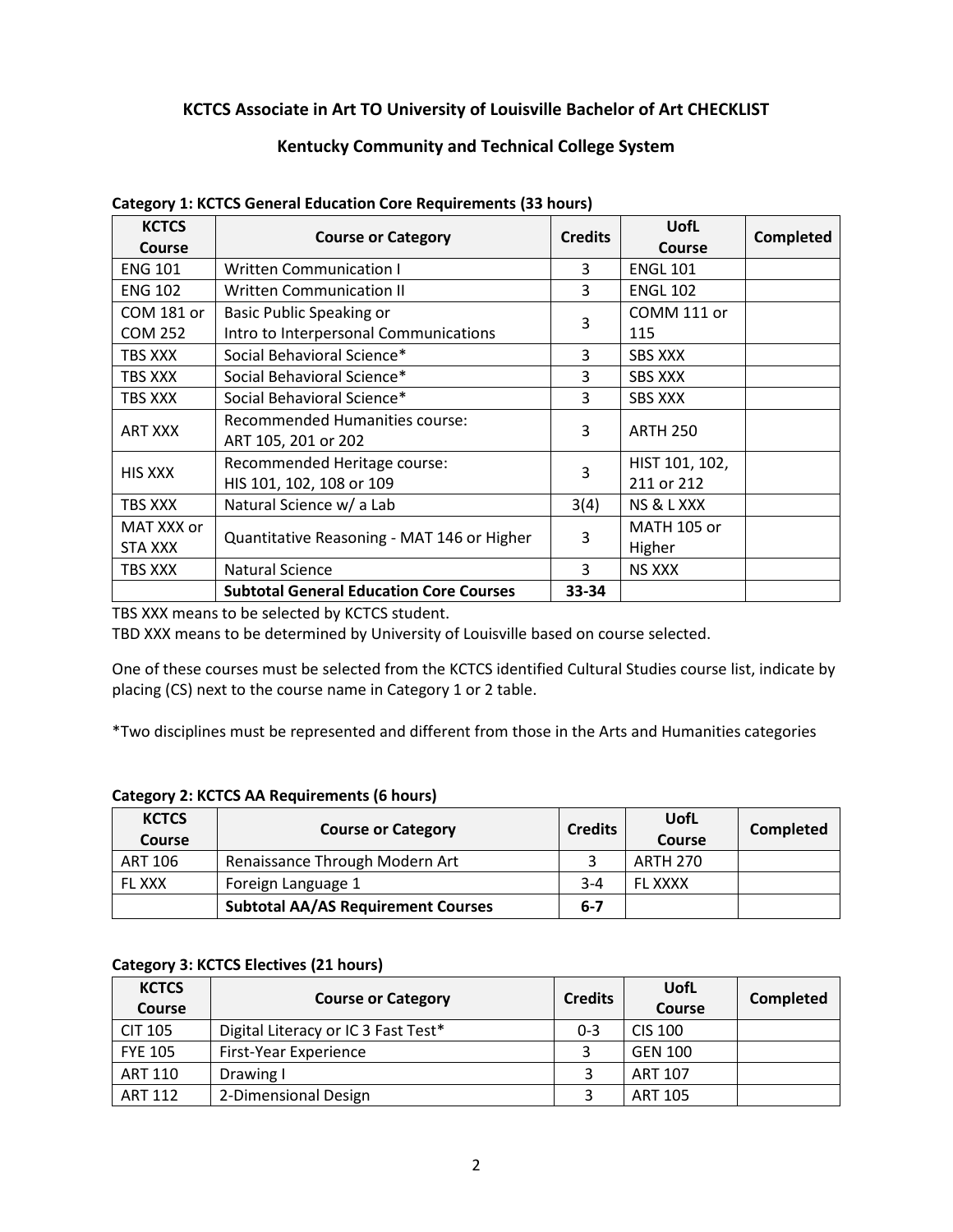## KCTCS Associate in Art TO University of Louisville Bachelor of Art CHECKLIST

## Kentucky Community and Technical College System

**Category 1: KCTCS General Education Core Requirements (33 hours)**

| KCTCS Course | Course or Category | Credits | UofL Course | Completed |
|---|---|---|---|---|
| ENG 101 | Written Communication I | 3 | ENGL 101 | |
| ENG 102 | Written Communication II | 3 | ENGL 102 | |
| COM 181 or COM 252 | Basic Public Speaking or Intro to Interpersonal Communications | 3 | COMM 111 or 115 | |
| TBS XXX | Social Behavioral Science* | 3 | SBS XXX | |
| TBS XXX | Social Behavioral Science* | 3 | SBS XXX | |
| TBS XXX | Social Behavioral Science* | 3 | SBS XXX | |
| ART XXX | Recommended Humanities course: ART 105, 201 or 202 | 3 | ARTH 250 | |
| HIS XXX | Recommended Heritage course: HIS 101, 102, 108 or 109 | 3 | HIST 101, 102, 211 or 212 | |
| TBS XXX | Natural Science w/ a Lab | 3(4) | NS & L XXX | |
| MAT XXX or STA XXX | Quantitative Reasoning - MAT 146 or Higher | 3 | MATH 105 or Higher | |
| TBS XXX | Natural Science | 3 | NS XXX | |
| | **Subtotal General Education Core Courses** | **33-34** | | |

TBS XXX means to be selected by KCTCS student.
TBD XXX means to be determined by University of Louisville based on course selected.

One of these courses must be selected from the KCTCS identified Cultural Studies course list, indicate by placing (CS) next to the course name in Category 1 or 2 table.

*Two disciplines must be represented and different from those in the Arts and Humanities categories

**Category 2: KCTCS AA Requirements (6 hours)**

| KCTCS Course | Course or Category | Credits | UofL Course | Completed |
|---|---|---|---|---|
| ART 106 | Renaissance Through Modern Art | 3 | ARTH 270 | |
| FL XXX | Foreign Language 1 | 3-4 | FL XXXX | |
| | **Subtotal AA/AS Requirement Courses** | **6-7** | | |

**Category 3: KCTCS Electives (21 hours)**

| KCTCS Course | Course or Category | Credits | UofL Course | Completed |
|---|---|---|---|---|
| CIT 105 | Digital Literacy or IC 3 Fast Test* | 0-3 | CIS 100 | |
| FYE 105 | First-Year Experience | 3 | GEN 100 | |
| ART 110 | Drawing I | 3 | ART 107 | |
| ART 112 | 2-Dimensional Design | 3 | ART 105 | |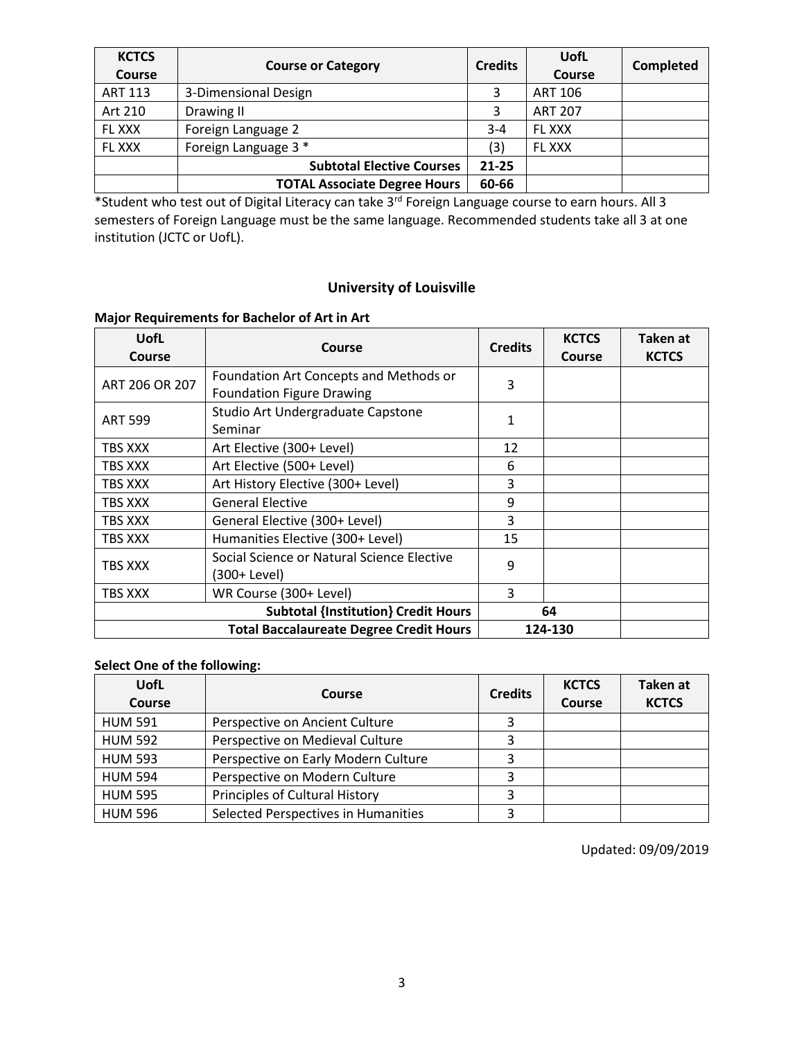| KCTCS Course | Course or Category | Credits | UofL Course | Completed |
|---|---|---|---|---|
| ART 113 | 3-Dimensional Design | 3 | ART 106 | |
| Art 210 | Drawing II | 3 | ART 207 | |
| FL XXX | Foreign Language 2 | 3-4 | FL XXX | |
| FL XXX | Foreign Language 3 * | (3) | FL XXX | |
| | **Subtotal Elective Courses** | **21-25** | | |
| | **TOTAL Associate Degree Hours** | **60-66** | | |

*Student who test out of Digital Literacy can take 3rd Foreign Language course to earn hours. All 3 semesters of Foreign Language must be the same language. Recommended students take all 3 at one institution (JCTC or UofL).

## University of Louisville

**Major Requirements for Bachelor of Art in Art**

| UofL Course | Course | Credits | KCTCS Course | Taken at KCTCS |
|---|---|---|---|---|
| ART 206 OR 207 | Foundation Art Concepts and Methods or Foundation Figure Drawing | 3 | | |
| ART 599 | Studio Art Undergraduate Capstone Seminar | 1 | | |
| TBS XXX | Art Elective (300+ Level) | 12 | | |
| TBS XXX | Art Elective (500+ Level) | 6 | | |
| TBS XXX | Art History Elective (300+ Level) | 3 | | |
| TBS XXX | General Elective | 9 | | |
| TBS XXX | General Elective (300+ Level) | 3 | | |
| TBS XXX | Humanities Elective (300+ Level) | 15 | | |
| TBS XXX | Social Science or Natural Science Elective (300+ Level) | 9 | | |
| TBS XXX | WR Course (300+ Level) | 3 | | |
| | **Subtotal {Institution} Credit Hours** | **64** | | |
| | **Total Baccalaureate Degree Credit Hours** | **124-130** | | |

**Select One of the following:**

| UofL Course | Course | Credits | KCTCS Course | Taken at KCTCS |
|---|---|---|---|---|
| HUM 591 | Perspective on Ancient Culture | 3 | | |
| HUM 592 | Perspective on Medieval Culture | 3 | | |
| HUM 593 | Perspective on Early Modern Culture | 3 | | |
| HUM 594 | Perspective on Modern Culture | 3 | | |
| HUM 595 | Principles of Cultural History | 3 | | |
| HUM 596 | Selected Perspectives in Humanities | 3 | | |

Updated: 09/09/2019